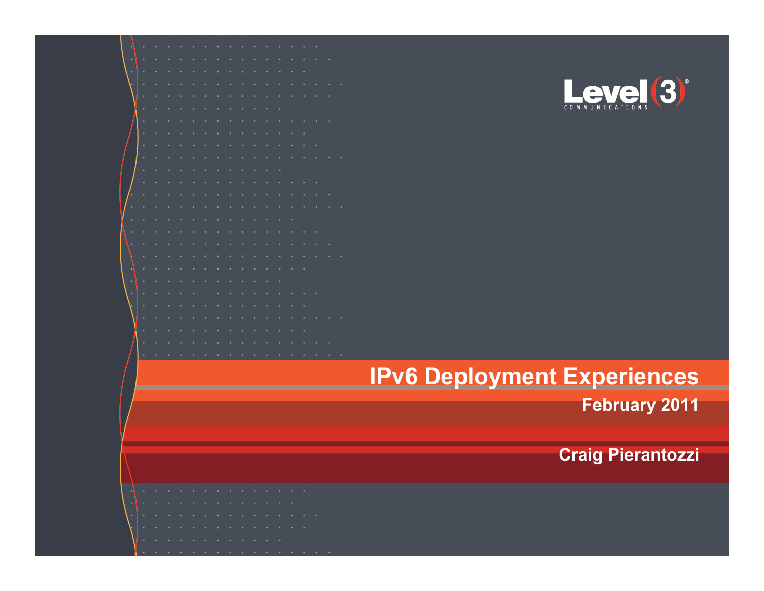Level(3) COMMUNICATIONS

# IPv6 Deployment Experiences

**February 2011**

**Craig Pierantozzi**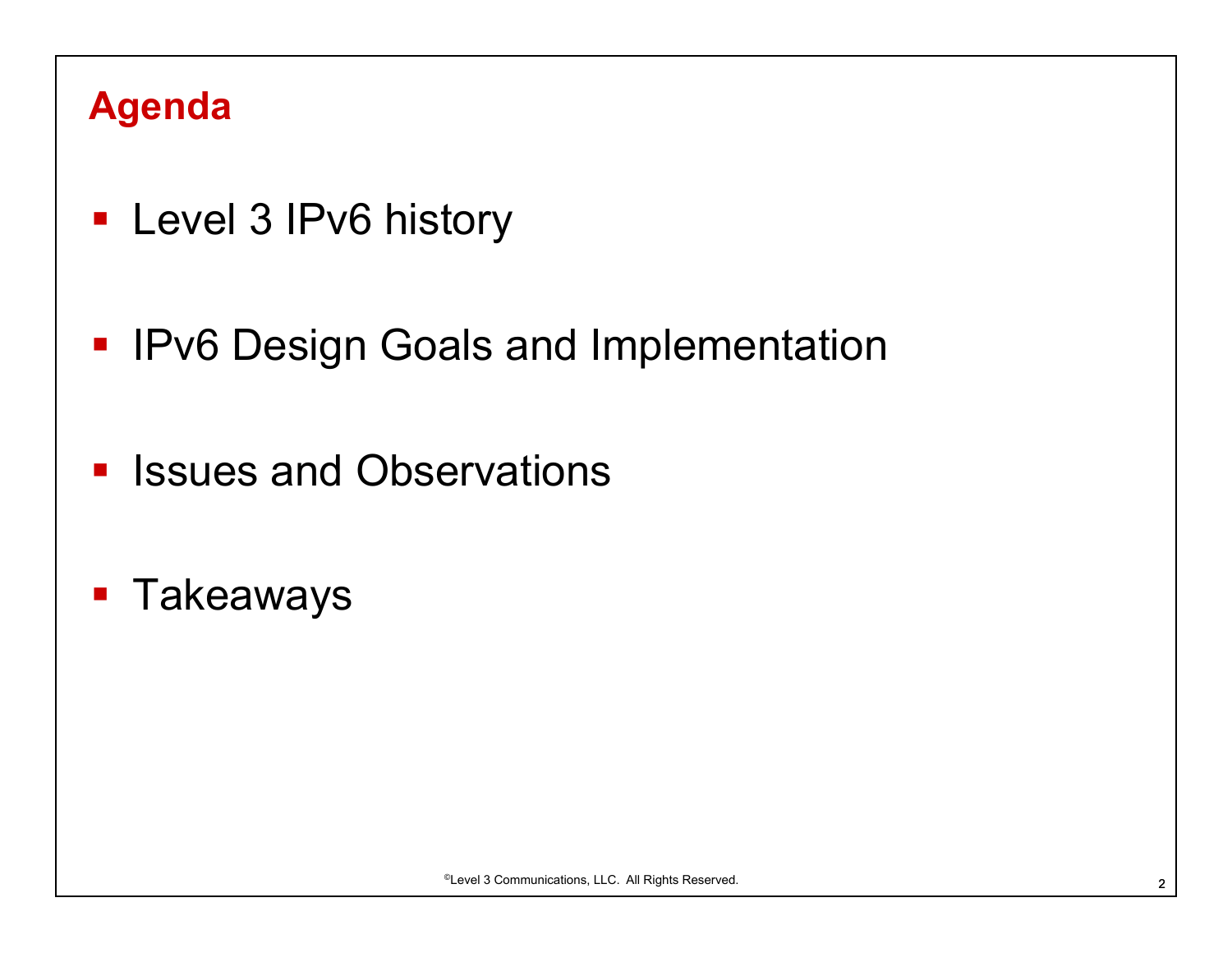## Agenda

- Level 3 IPv6 history
- IPv6 Design Goals and Implementation
- Issues and Observations
- Takeaways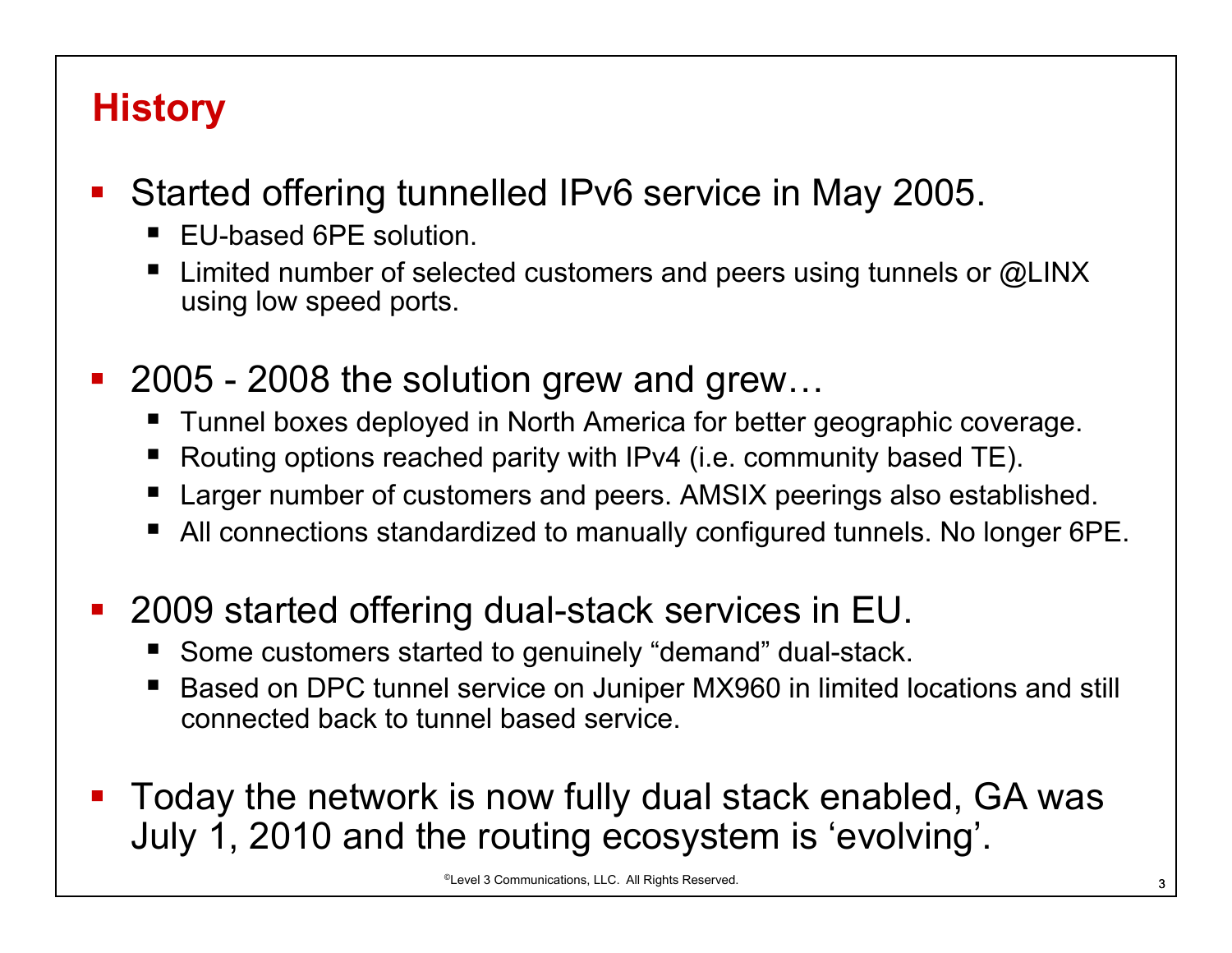# History

- Started offering tunnelled IPv6 service in May 2005.
  - EU-based 6PE solution.
  - Limited number of selected customers and peers using tunnels or @LINX using low speed ports.
- 2005 - 2008 the solution grew and grew…
  - Tunnel boxes deployed in North America for better geographic coverage.
  - Routing options reached parity with IPv4 (i.e. community based TE).
  - Larger number of customers and peers. AMSIX peerings also established.
  - All connections standardized to manually configured tunnels. No longer 6PE.
- 2009 started offering dual-stack services in EU.
  - Some customers started to genuinely "demand" dual-stack.
  - Based on DPC tunnel service on Juniper MX960 in limited locations and still connected back to tunnel based service.
- Today the network is now fully dual stack enabled, GA was July 1, 2010 and the routing ecosystem is 'evolving'.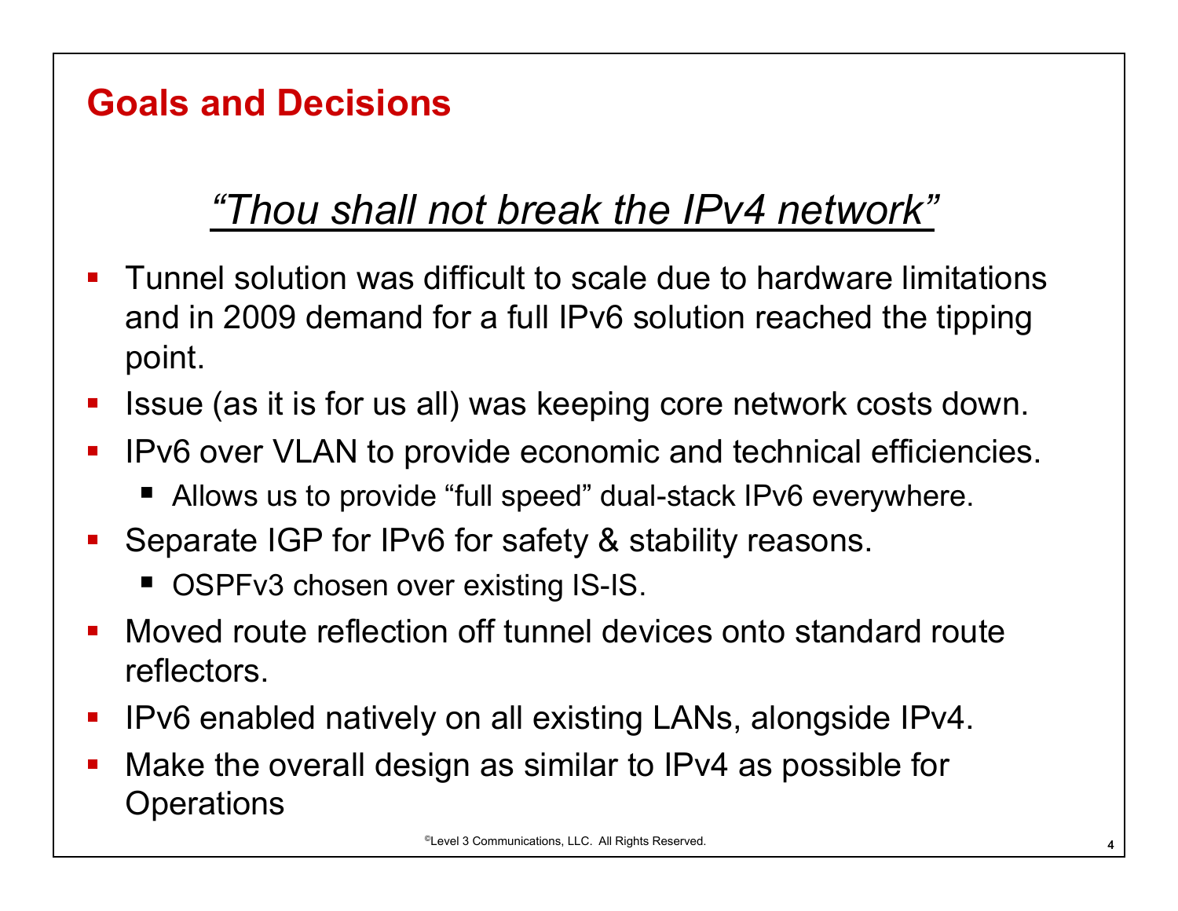## Goals and Decisions

*"Thou shall not break the IPv4 network"*

- Tunnel solution was difficult to scale due to hardware limitations and in 2009 demand for a full IPv6 solution reached the tipping point.
- Issue (as it is for us all) was keeping core network costs down.
- IPv6 over VLAN to provide economic and technical efficiencies.
  - Allows us to provide "full speed" dual-stack IPv6 everywhere.
- Separate IGP for IPv6 for safety & stability reasons.
  - OSPFv3 chosen over existing IS-IS.
- Moved route reflection off tunnel devices onto standard route reflectors.
- IPv6 enabled natively on all existing LANs, alongside IPv4.
- Make the overall design as similar to IPv4 as possible for Operations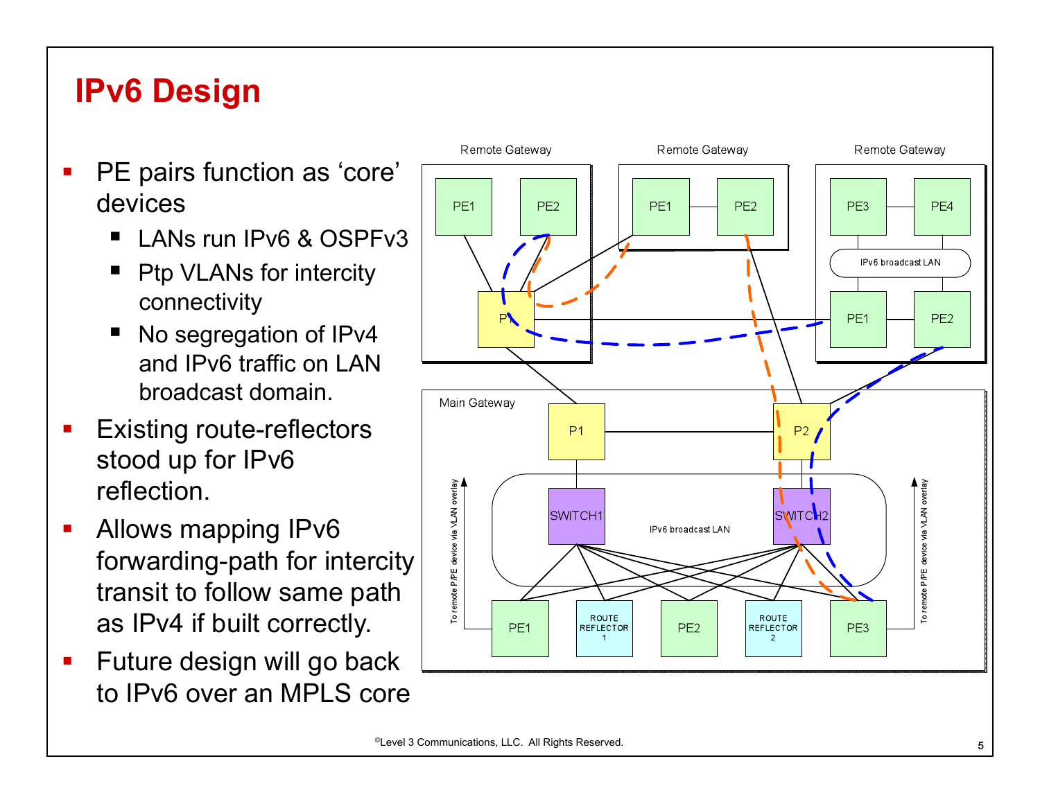# IPv6 Design

- PE pairs function as 'core' devices
  - LANs run IPv6 & OSPFv3
  - Ptp VLANs for intercity connectivity
  - No segregation of IPv4 and IPv6 traffic on LAN broadcast domain.
- Existing route-reflectors stood up for IPv6 reflection.
- Allows mapping IPv6 forwarding-path for intercity transit to follow same path as IPv4 if built correctly.
- Future design will go back to IPv6 over an MPLS core

Remote Gateway | Remote Gateway | Remote Gateway

PE1 PE2 P1 | PE1 PE2 | PE3 PE4 IPv6 broadcast LAN PE1 PE2

Main Gateway

P1 P2 SWITCH1 SWITCH2 IPv6 broadcast LAN

PE1 ROUTE REFLECTOR 1 PE2 ROUTE REFLECTOR 2 PE3

To remote P/PE device via VLAN overlay

©Level 3 Communications, LLC. All Rights Reserved.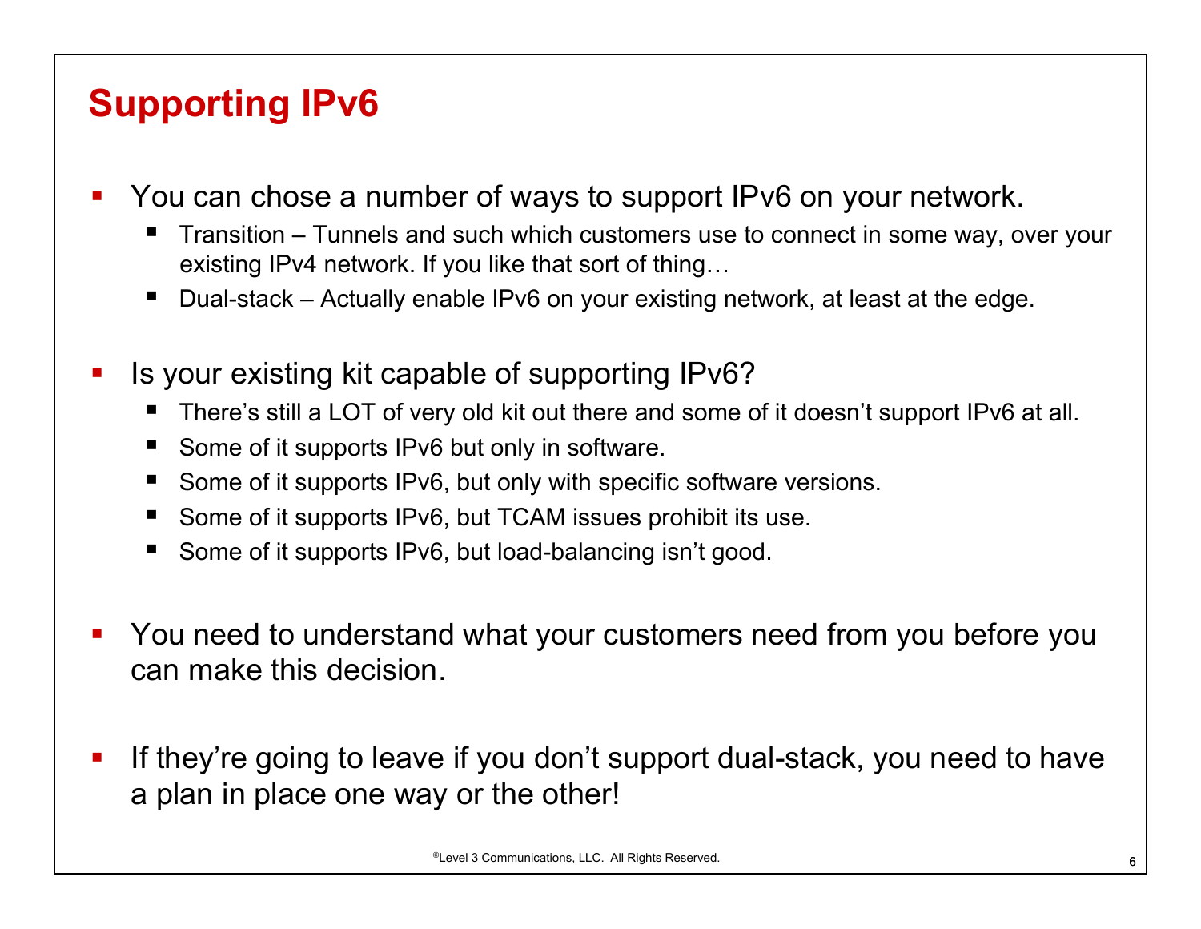# Supporting IPv6

- You can chose a number of ways to support IPv6 on your network.
  - Transition – Tunnels and such which customers use to connect in some way, over your existing IPv4 network. If you like that sort of thing…
  - Dual-stack – Actually enable IPv6 on your existing network, at least at the edge.
- Is your existing kit capable of supporting IPv6?
  - There's still a LOT of very old kit out there and some of it doesn't support IPv6 at all.
  - Some of it supports IPv6 but only in software.
  - Some of it supports IPv6, but only with specific software versions.
  - Some of it supports IPv6, but TCAM issues prohibit its use.
  - Some of it supports IPv6, but load-balancing isn't good.
- You need to understand what your customers need from you before you can make this decision.
- If they're going to leave if you don't support dual-stack, you need to have a plan in place one way or the other!

©Level 3 Communications, LLC. All Rights Reserved.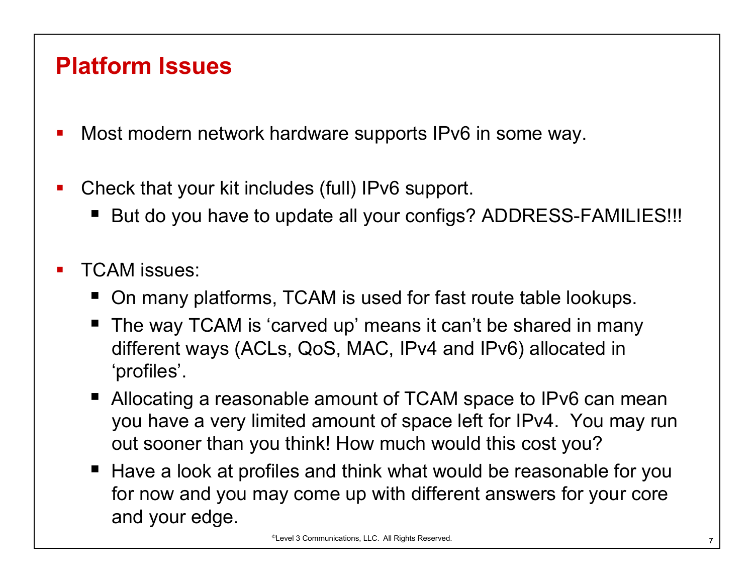# Platform Issues

- Most modern network hardware supports IPv6 in some way.
- Check that your kit includes (full) IPv6 support.
  - But do you have to update all your configs? ADDRESS-FAMILIES!!!
- TCAM issues:
  - On many platforms, TCAM is used for fast route table lookups.
  - The way TCAM is ‘carved up’ means it can’t be shared in many different ways (ACLs, QoS, MAC, IPv4 and IPv6) allocated in ‘profiles’.
  - Allocating a reasonable amount of TCAM space to IPv6 can mean you have a very limited amount of space left for IPv4. You may run out sooner than you think! How much would this cost you?
  - Have a look at profiles and think what would be reasonable for you for now and you may come up with different answers for your core and your edge.

©Level 3 Communications, LLC. All Rights Reserved.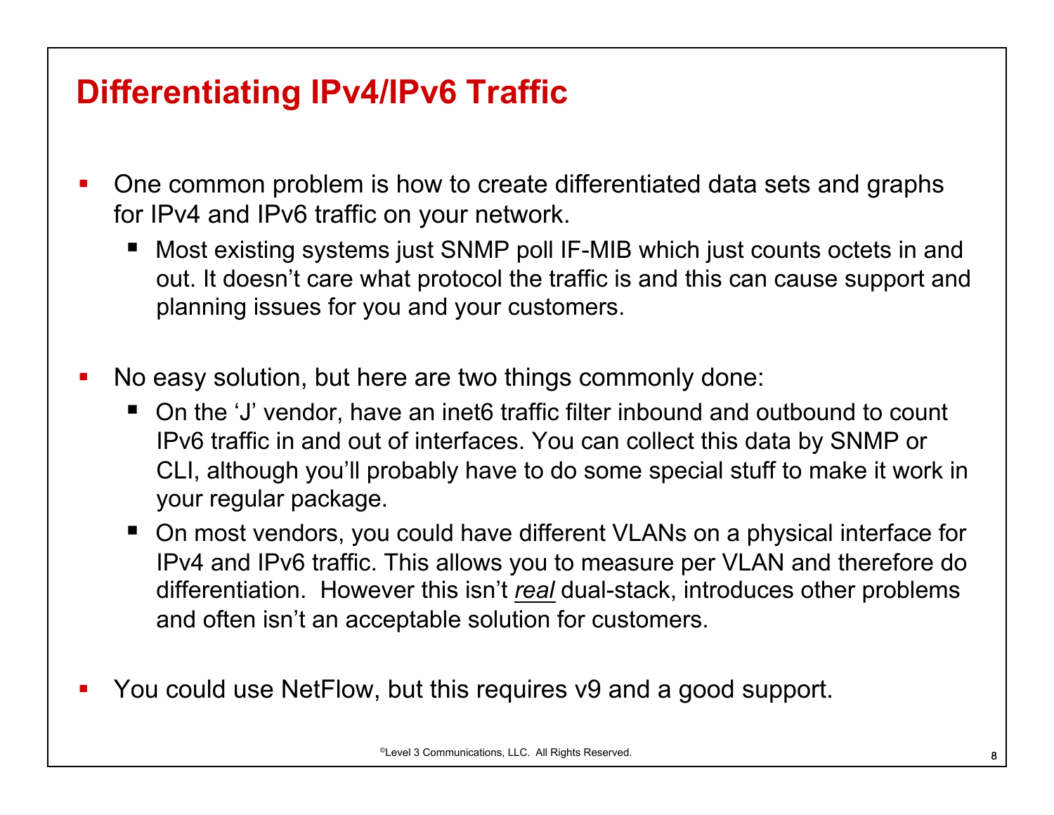# Differentiating IPv4/IPv6 Traffic

- One common problem is how to create differentiated data sets and graphs for IPv4 and IPv6 traffic on your network.
  - Most existing systems just SNMP poll IF-MIB which just counts octets in and out. It doesn't care what protocol the traffic is and this can cause support and planning issues for you and your customers.

- No easy solution, but here are two things commonly done:
  - On the 'J' vendor, have an inet6 traffic filter inbound and outbound to count IPv6 traffic in and out of interfaces. You can collect this data by SNMP or CLI, although you'll probably have to do some special stuff to make it work in your regular package.
  - On most vendors, you could have different VLANs on a physical interface for IPv4 and IPv6 traffic. This allows you to measure per VLAN and therefore do differentiation. However this isn't ***real*** dual-stack, introduces other problems and often isn't an acceptable solution for customers.

- You could use NetFlow, but this requires v9 and a good support.

©Level 3 Communications, LLC. All Rights Reserved.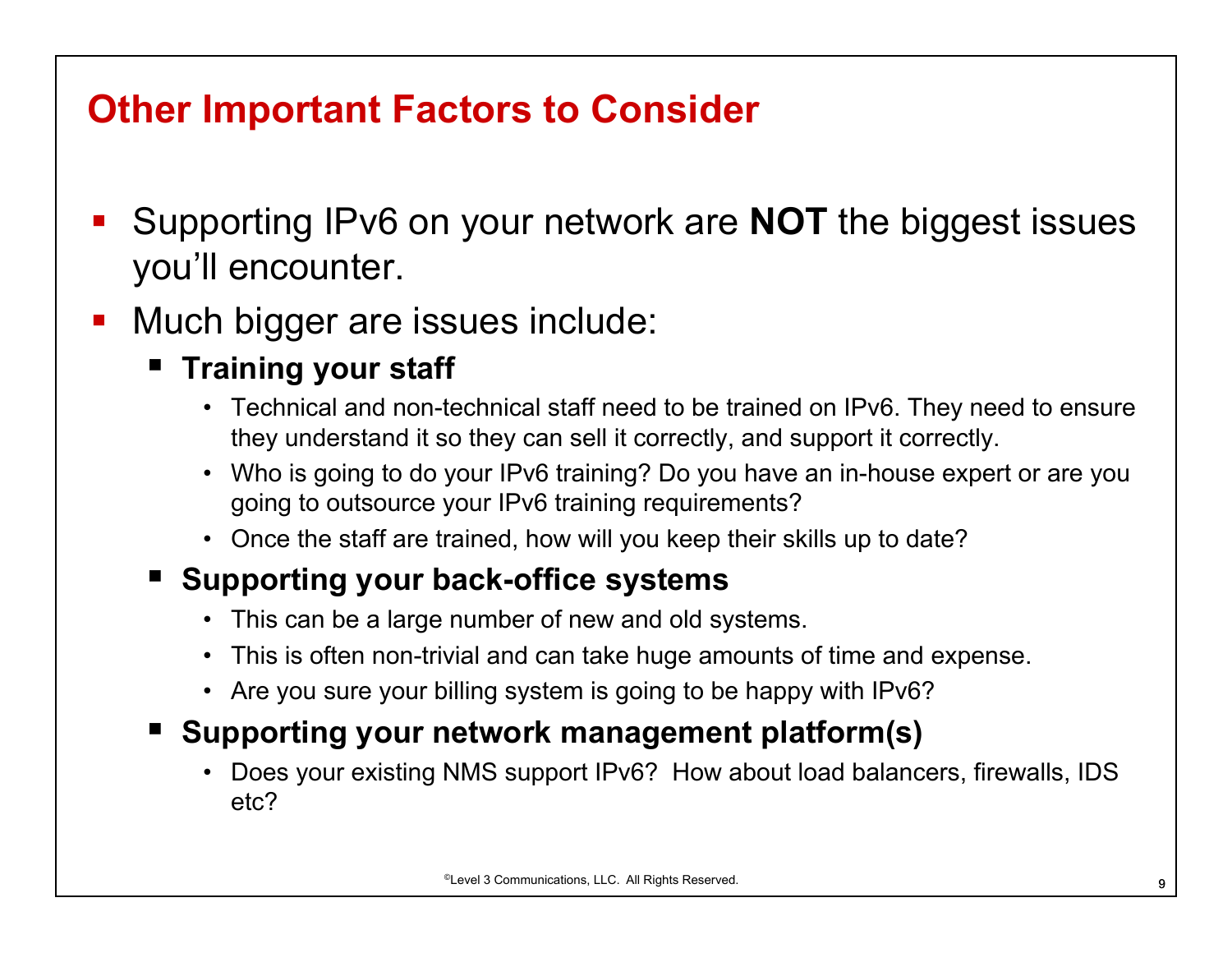# Other Important Factors to Consider

- Supporting IPv6 on your network are **NOT** the biggest issues you'll encounter.
- Much bigger are issues include:
  - **Training your staff**
    - Technical and non-technical staff need to be trained on IPv6. They need to ensure they understand it so they can sell it correctly, and support it correctly.
    - Who is going to do your IPv6 training? Do you have an in-house expert or are you going to outsource your IPv6 training requirements?
    - Once the staff are trained, how will you keep their skills up to date?
  - **Supporting your back-office systems**
    - This can be a large number of new and old systems.
    - This is often non-trivial and can take huge amounts of time and expense.
    - Are you sure your billing system is going to be happy with IPv6?
  - **Supporting your network management platform(s)**
    - Does your existing NMS support IPv6? How about load balancers, firewalls, IDS etc?

©Level 3 Communications, LLC. All Rights Reserved.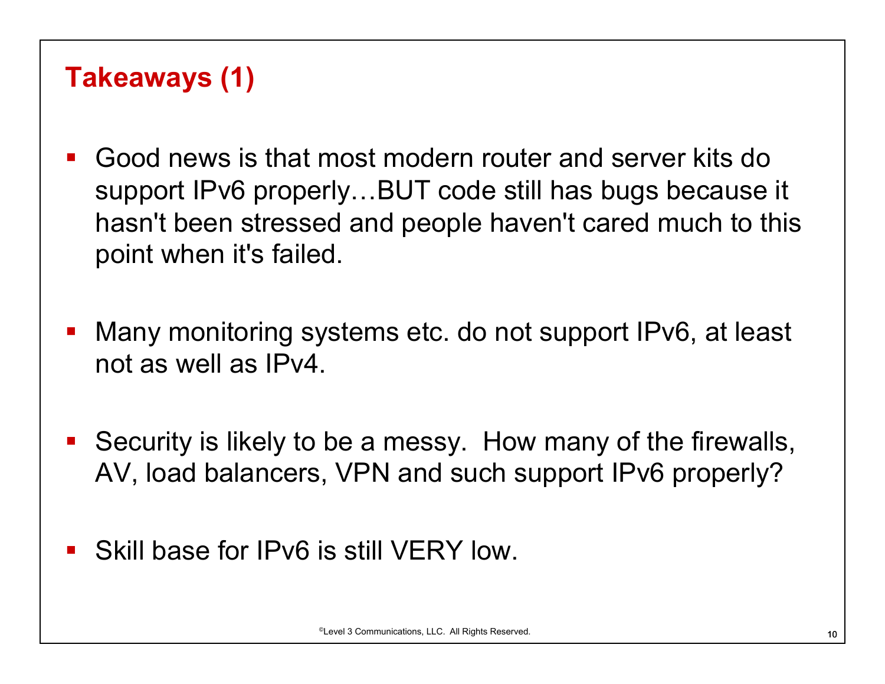## Takeaways (1)

- Good news is that most modern router and server kits do support IPv6 properly…BUT code still has bugs because it hasn't been stressed and people haven't cared much to this point when it's failed.

- Many monitoring systems etc. do not support IPv6, at least not as well as IPv4.

- Security is likely to be a messy. How many of the firewalls, AV, load balancers, VPN and such support IPv6 properly?

- Skill base for IPv6 is still VERY low.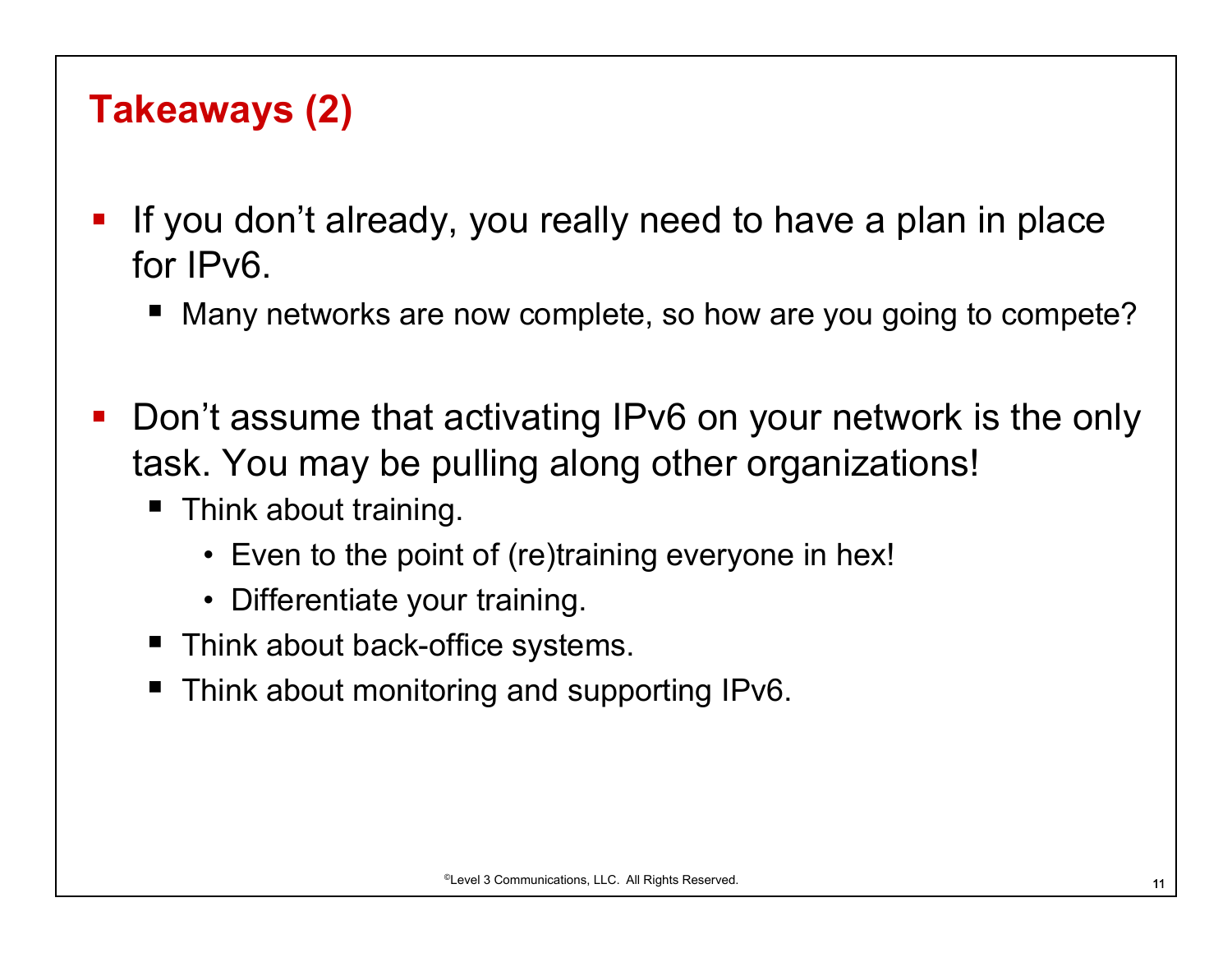## Takeaways (2)

- If you don't already, you really need to have a plan in place for IPv6.
  - Many networks are now complete, so how are you going to compete?
- Don't assume that activating IPv6 on your network is the only task. You may be pulling along other organizations!
  - Think about training.
    - Even to the point of (re)training everyone in hex!
    - Differentiate your training.
  - Think about back-office systems.
  - Think about monitoring and supporting IPv6.

©Level 3 Communications, LLC. All Rights Reserved.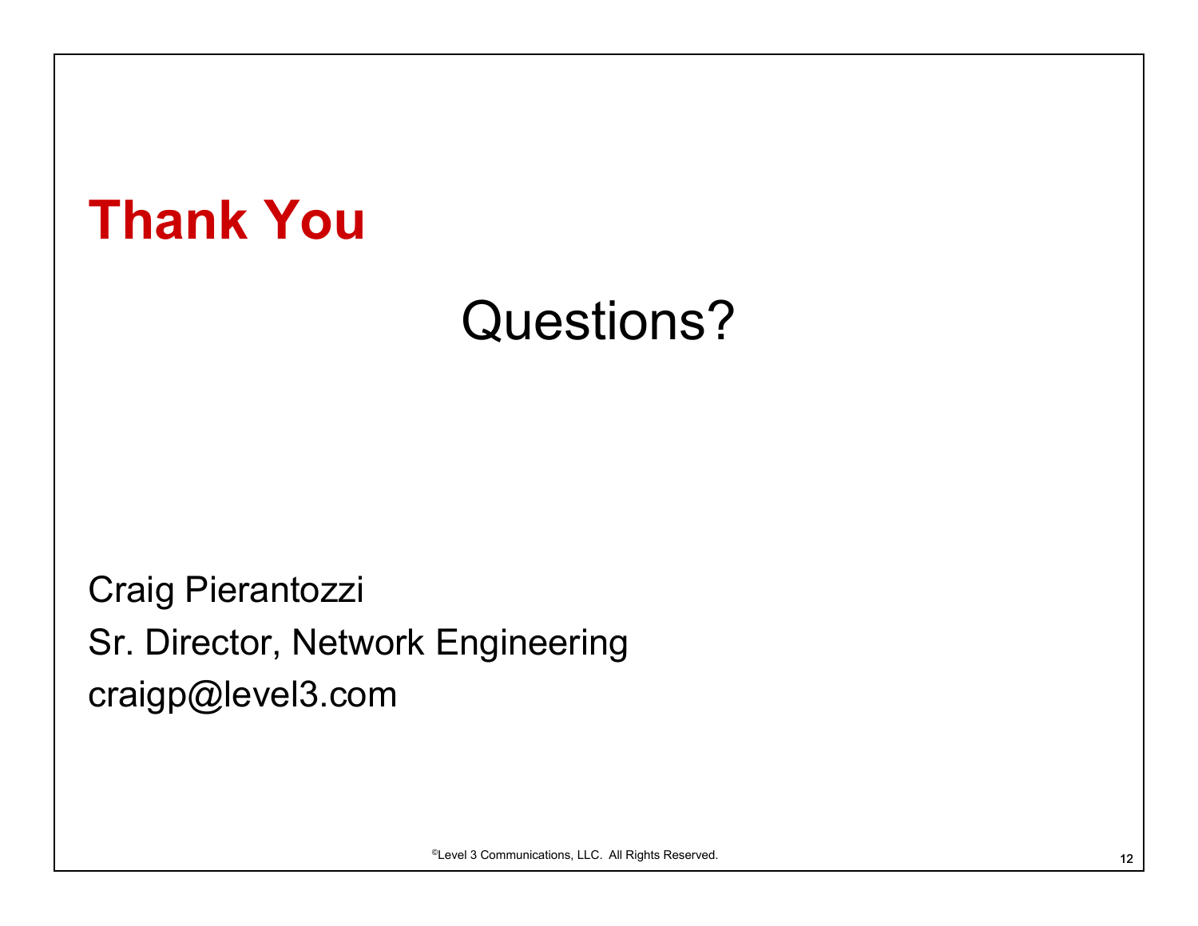# Thank You

Questions?

Craig Pierantozzi

Sr. Director, Network Engineering

craigp@level3.com